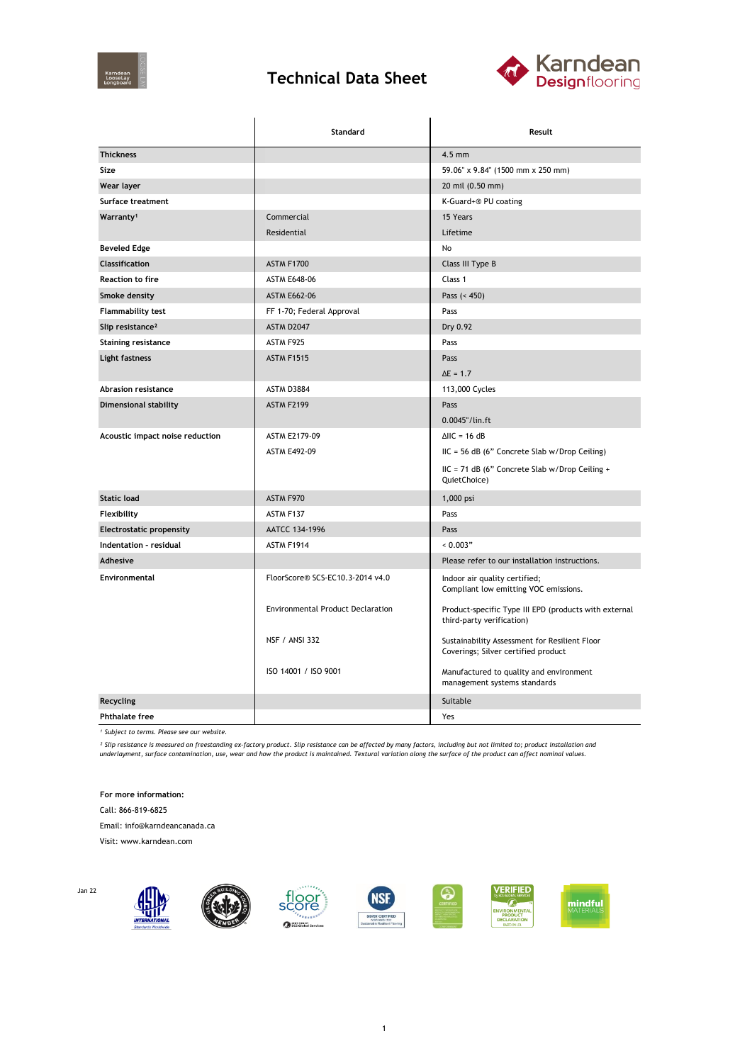# Technical Data Sheet

| | Standard | Result |
|---|---|---|
| **Thickness** | | 4.5 mm |
| **Size** | | 59.06" x 9.84" (1500 mm x 250 mm) |
| **Wear layer** | | 20 mil (0.50 mm) |
| **Surface treatment** | | K-Guard+® PU coating |
| **Warranty**[1] | Commercial | 15 Years |
| | Residential | Lifetime |
| **Beveled Edge** | | No |
| **Classification** | ASTM F1700 | Class III Type B |
| **Reaction to fire** | ASTM E648-06 | Class 1 |
| **Smoke density** | ASTM E662-06 | Pass (< 450) |
| **Flammability test** | FF 1-70; Federal Approval | Pass |
| **Slip resistance**[2] | ASTM D2047 | Dry 0.92 |
| **Staining resistance** | ASTM F925 | Pass |
| **Light fastness** | ASTM F1515 | Pass |
| | | ΔE = 1.7 |
| **Abrasion resistance** | ASTM D3884 | 113,000 Cycles |
| **Dimensional stability** | ASTM F2199 | Pass |
| | | 0.0045"/lin.ft |
| **Acoustic impact noise reduction** | ASTM E2179-09 | ΔIIC = 16 dB |
| | ASTM E492-09 | IIC = 56 dB (6" Concrete Slab w/Drop Ceiling) |
| | | IIC = 71 dB (6" Concrete Slab w/Drop Ceiling + QuietChoice) |
| **Static load** | ASTM F970 | 1,000 psi |
| **Flexibility** | ASTM F137 | Pass |
| **Electrostatic propensity** | AATCC 134-1996 | Pass |
| **Indentation - residual** | ASTM F1914 | < 0.003" |
| **Adhesive** | | Please refer to our installation instructions. |
| **Environmental** | FloorScore® SCS-EC10.3-2014 v4.0 | Indoor air quality certified; Compliant low emitting VOC emissions. |
| | Environmental Product Declaration | Product-specific Type III EPD (products with external third-party verification) |
| | NSF / ANSI 332 | Sustainability Assessment for Resilient Floor Coverings; Silver certified product |
| | ISO 14001 / ISO 9001 | Manufactured to quality and environment management systems standards |
| **Recycling** | | Suitable |
| **Phthalate free** | | Yes |

*[1] Subject to terms. Please see our website.*

*[2] Slip resistance is measured on freestanding ex-factory product. Slip resistance can be affected by many factors, including but not limited to; product installation and underlayment, surface contamination, use, wear and how the product is maintained. Textural variation along the surface of the product can affect nominal values.*

**For more information:**

Call: 866-819-6825

Email: info@karndeancanada.ca

Visit: www.karndean.com

Jan 22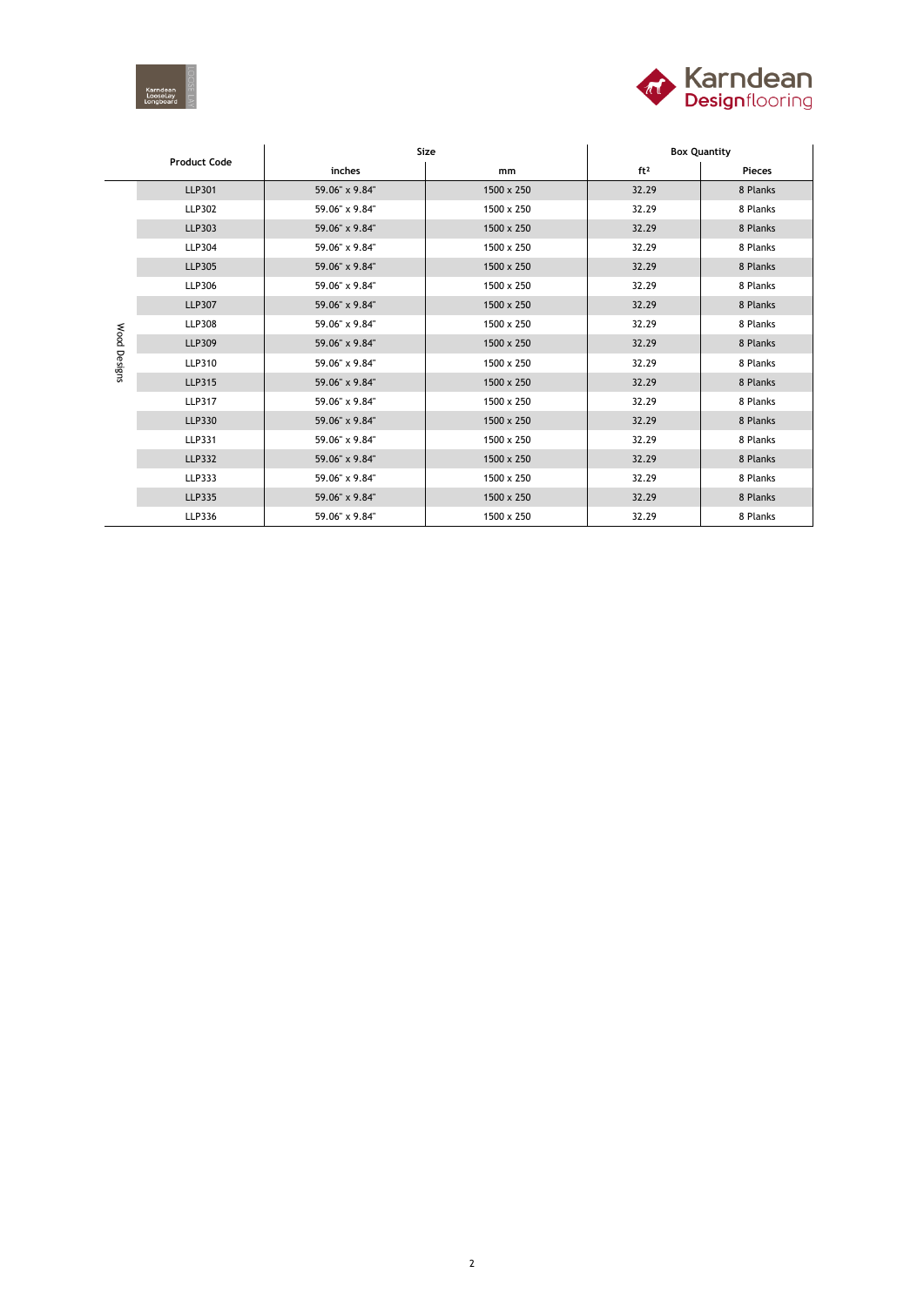| | Product Code | Size | | Box Quantity | |
|---|---|---|---|---|---|
| | | inches | mm | ft² | Pieces |
| Wood Designs | LLP301 | 59.06" x 9.84" | 1500 x 250 | 32.29 | 8 Planks |
| | LLP302 | 59.06" x 9.84" | 1500 x 250 | 32.29 | 8 Planks |
| | LLP303 | 59.06" x 9.84" | 1500 x 250 | 32.29 | 8 Planks |
| | LLP304 | 59.06" x 9.84" | 1500 x 250 | 32.29 | 8 Planks |
| | LLP305 | 59.06" x 9.84" | 1500 x 250 | 32.29 | 8 Planks |
| | LLP306 | 59.06" x 9.84" | 1500 x 250 | 32.29 | 8 Planks |
| | LLP307 | 59.06" x 9.84" | 1500 x 250 | 32.29 | 8 Planks |
| | LLP308 | 59.06" x 9.84" | 1500 x 250 | 32.29 | 8 Planks |
| | LLP309 | 59.06" x 9.84" | 1500 x 250 | 32.29 | 8 Planks |
| | LLP310 | 59.06" x 9.84" | 1500 x 250 | 32.29 | 8 Planks |
| | LLP315 | 59.06" x 9.84" | 1500 x 250 | 32.29 | 8 Planks |
| | LLP317 | 59.06" x 9.84" | 1500 x 250 | 32.29 | 8 Planks |
| | LLP330 | 59.06" x 9.84" | 1500 x 250 | 32.29 | 8 Planks |
| | LLP331 | 59.06" x 9.84" | 1500 x 250 | 32.29 | 8 Planks |
| | LLP332 | 59.06" x 9.84" | 1500 x 250 | 32.29 | 8 Planks |
| | LLP333 | 59.06" x 9.84" | 1500 x 250 | 32.29 | 8 Planks |
| | LLP335 | 59.06" x 9.84" | 1500 x 250 | 32.29 | 8 Planks |
| | LLP336 | 59.06" x 9.84" | 1500 x 250 | 32.29 | 8 Planks |